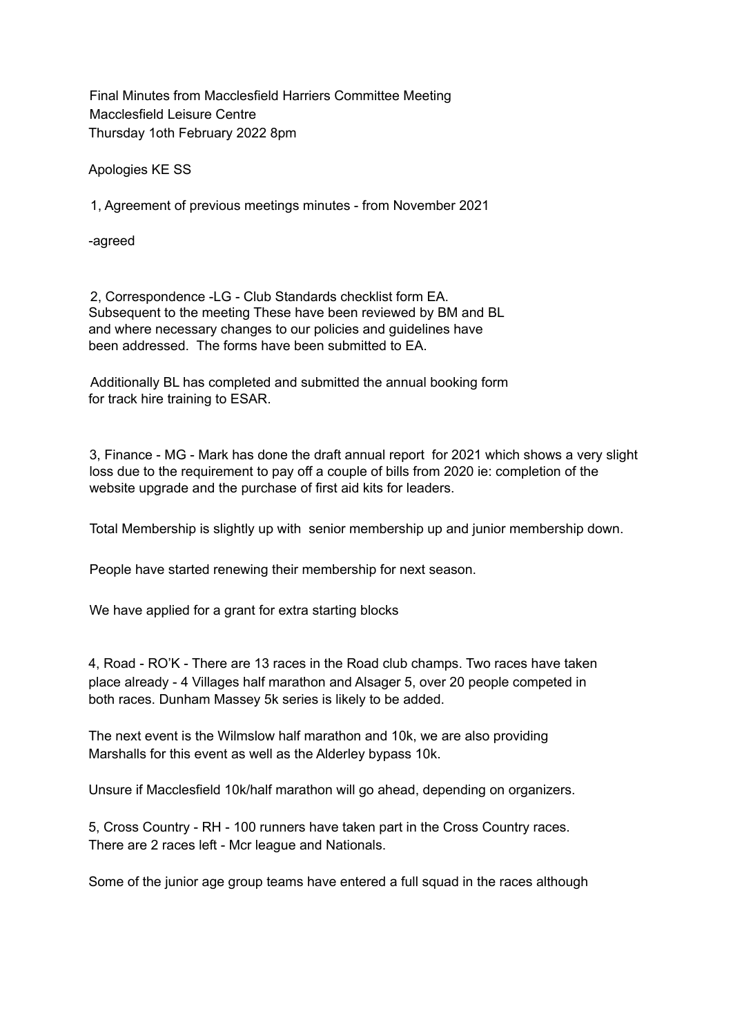Final Minutes from Macclesfield Harriers Committee Meeting
Macclesfield Leisure Centre
Thursday 1oth February 2022 8pm

Apologies KE SS

1, Agreement of previous meetings minutes - from November 2021

-agreed

2, Correspondence -LG - Club Standards checklist form EA.
Subsequent to the meeting These have been reviewed by BM and BL and where necessary changes to our policies and guidelines have been addressed. The forms have been submitted to EA.

Additionally BL has completed and submitted the annual booking form for track hire training to ESAR.

3, Finance - MG - Mark has done the draft annual report for 2021 which shows a very slight loss due to the requirement to pay off a couple of bills from 2020 ie: completion of the website upgrade and the purchase of first aid kits for leaders.

Total Membership is slightly up with senior membership up and junior membership down.

People have started renewing their membership for next season.

We have applied for a grant for extra starting blocks

4, Road - RO'K - There are 13 races in the Road club champs. Two races have taken place already - 4 Villages half marathon and Alsager 5, over 20 people competed in both races. Dunham Massey 5k series is likely to be added.

The next event is the Wilmslow half marathon and 10k, we are also providing Marshalls for this event as well as the Alderley bypass 10k.

Unsure if Macclesfield 10k/half marathon will go ahead, depending on organizers.

5, Cross Country - RH - 100 runners have taken part in the Cross Country races. There are 2 races left - Mcr league and Nationals.

Some of the junior age group teams have entered a full squad in the races although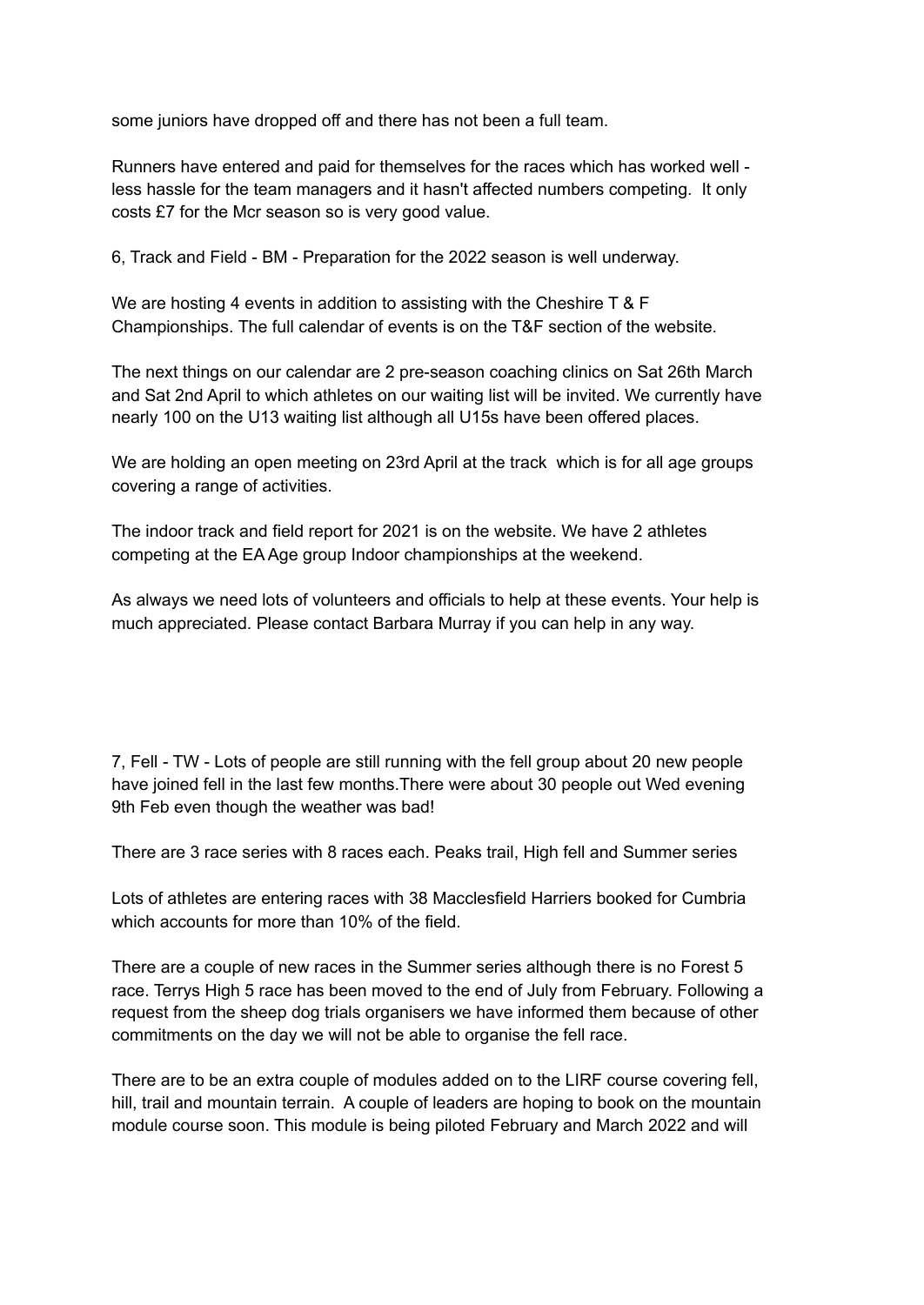some juniors have dropped off and there has not been a full team.

Runners have entered and paid for themselves for the races which has worked well - less hassle for the team managers and it hasn't affected numbers competing. It only costs £7 for the Mcr season so is very good value.

6, Track and Field - BM - Preparation for the 2022 season is well underway.

We are hosting 4 events in addition to assisting with the Cheshire T & F Championships. The full calendar of events is on the T&F section of the website.

The next things on our calendar are 2 pre-season coaching clinics on Sat 26th March and Sat 2nd April to which athletes on our waiting list will be invited. We currently have nearly 100 on the U13 waiting list although all U15s have been offered places.

We are holding an open meeting on 23rd April at the track which is for all age groups covering a range of activities.

The indoor track and field report for 2021 is on the website. We have 2 athletes competing at the EA Age group Indoor championships at the weekend.

As always we need lots of volunteers and officials to help at these events. Your help is much appreciated. Please contact Barbara Murray if you can help in any way.

7, Fell - TW - Lots of people are still running with the fell group about 20 new people have joined fell in the last few months.There were about 30 people out Wed evening 9th Feb even though the weather was bad!

There are 3 race series with 8 races each. Peaks trail, High fell and Summer series

Lots of athletes are entering races with 38 Macclesfield Harriers booked for Cumbria which accounts for more than 10% of the field.

There are a couple of new races in the Summer series although there is no Forest 5 race. Terrys High 5 race has been moved to the end of July from February. Following a request from the sheep dog trials organisers we have informed them because of other commitments on the day we will not be able to organise the fell race.

There are to be an extra couple of modules added on to the LIRF course covering fell, hill, trail and mountain terrain. A couple of leaders are hoping to book on the mountain module course soon. This module is being piloted February and March 2022 and will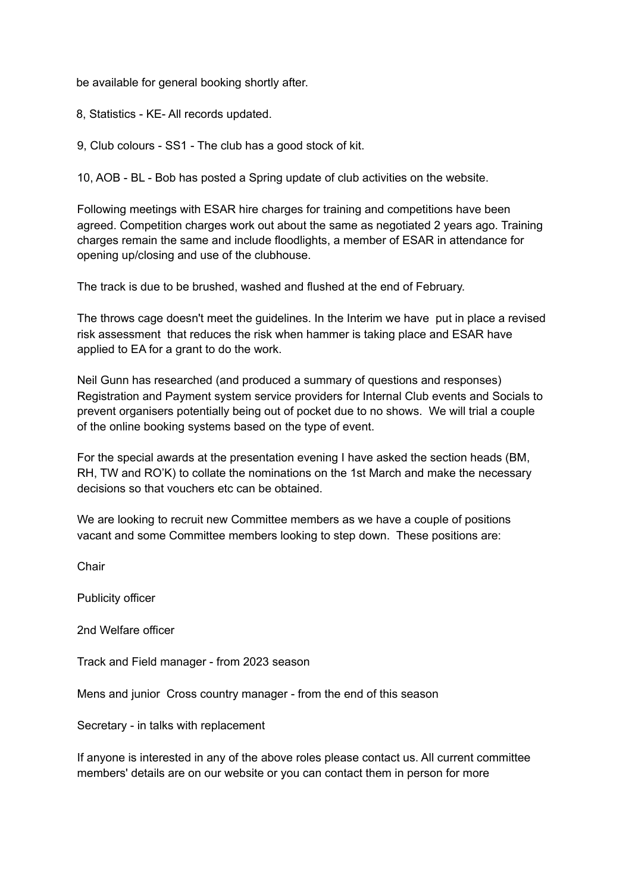be available for general booking shortly after.

8, Statistics - KE- All records updated.

9, Club colours - SS1 - The club has a good stock of kit.

10, AOB - BL - Bob has posted a Spring update of club activities on the website.

Following meetings with ESAR hire charges for training and competitions have been agreed. Competition charges work out about the same as negotiated 2 years ago. Training charges remain the same and include floodlights, a member of ESAR in attendance for opening up/closing and use of the clubhouse.

The track is due to be brushed, washed and flushed at the end of February.

The throws cage doesn't meet the guidelines. In the Interim we have put in place a revised risk assessment that reduces the risk when hammer is taking place and ESAR have applied to EA for a grant to do the work.

Neil Gunn has researched (and produced a summary of questions and responses) Registration and Payment system service providers for Internal Club events and Socials to prevent organisers potentially being out of pocket due to no shows. We will trial a couple of the online booking systems based on the type of event.

For the special awards at the presentation evening I have asked the section heads (BM, RH, TW and RO'K) to collate the nominations on the 1st March and make the necessary decisions so that vouchers etc can be obtained.

We are looking to recruit new Committee members as we have a couple of positions vacant and some Committee members looking to step down. These positions are:

Chair

Publicity officer

2nd Welfare officer

Track and Field manager - from 2023 season

Mens and junior Cross country manager - from the end of this season

Secretary - in talks with replacement

If anyone is interested in any of the above roles please contact us. All current committee members' details are on our website or you can contact them in person for more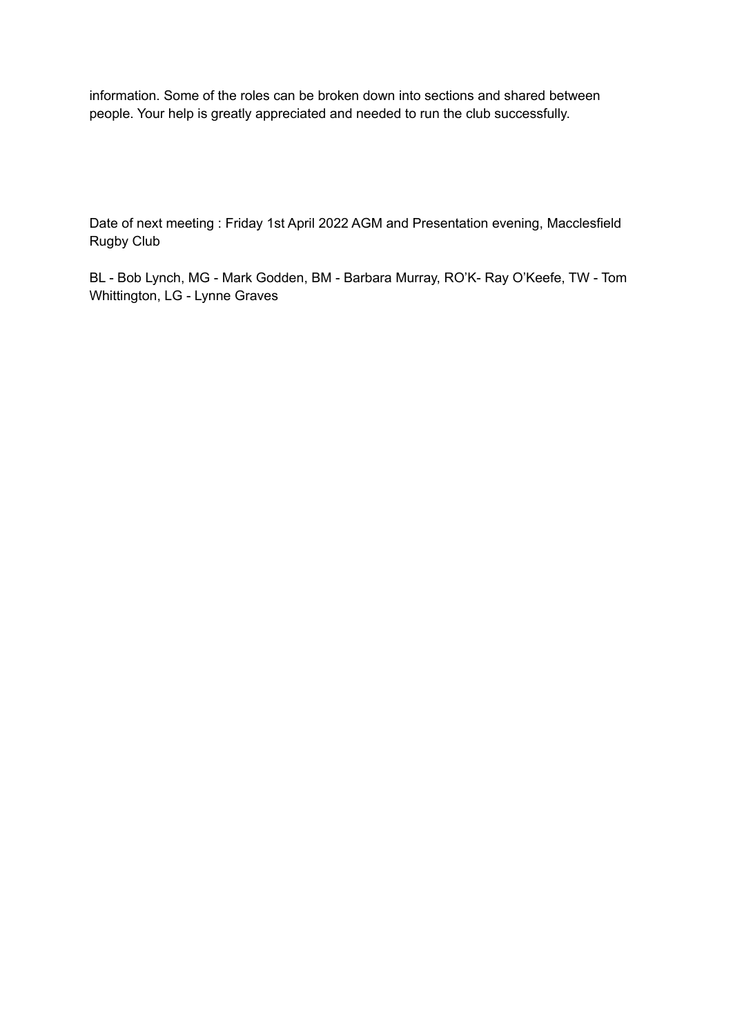information. Some of the roles can be broken down into sections and shared between people. Your help is greatly appreciated and needed to run the club successfully.

Date of next meeting : Friday 1st April 2022 AGM and Presentation evening, Macclesfield Rugby Club

BL - Bob Lynch, MG - Mark Godden, BM - Barbara Murray, RO'K- Ray O'Keefe, TW - Tom Whittington, LG - Lynne Graves